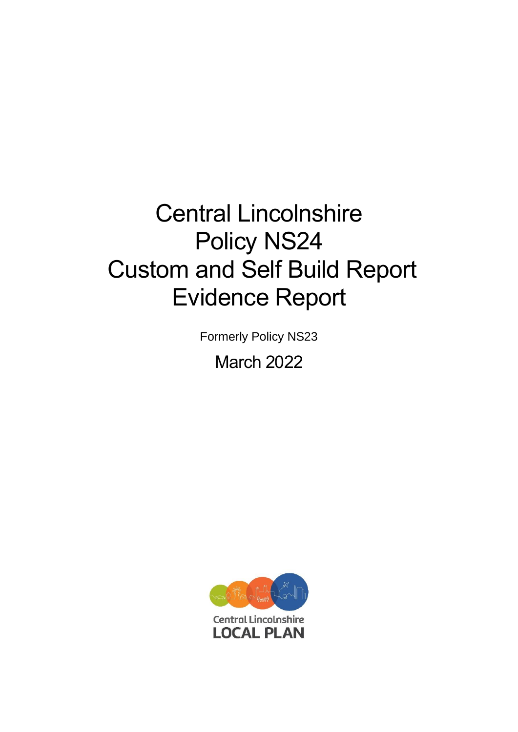# Central Lincolnshire
# Policy NS24
# Custom and Self Build Report
# Evidence Report

Formerly Policy NS23

March 2022

Central Lincolnshire
LOCAL PLAN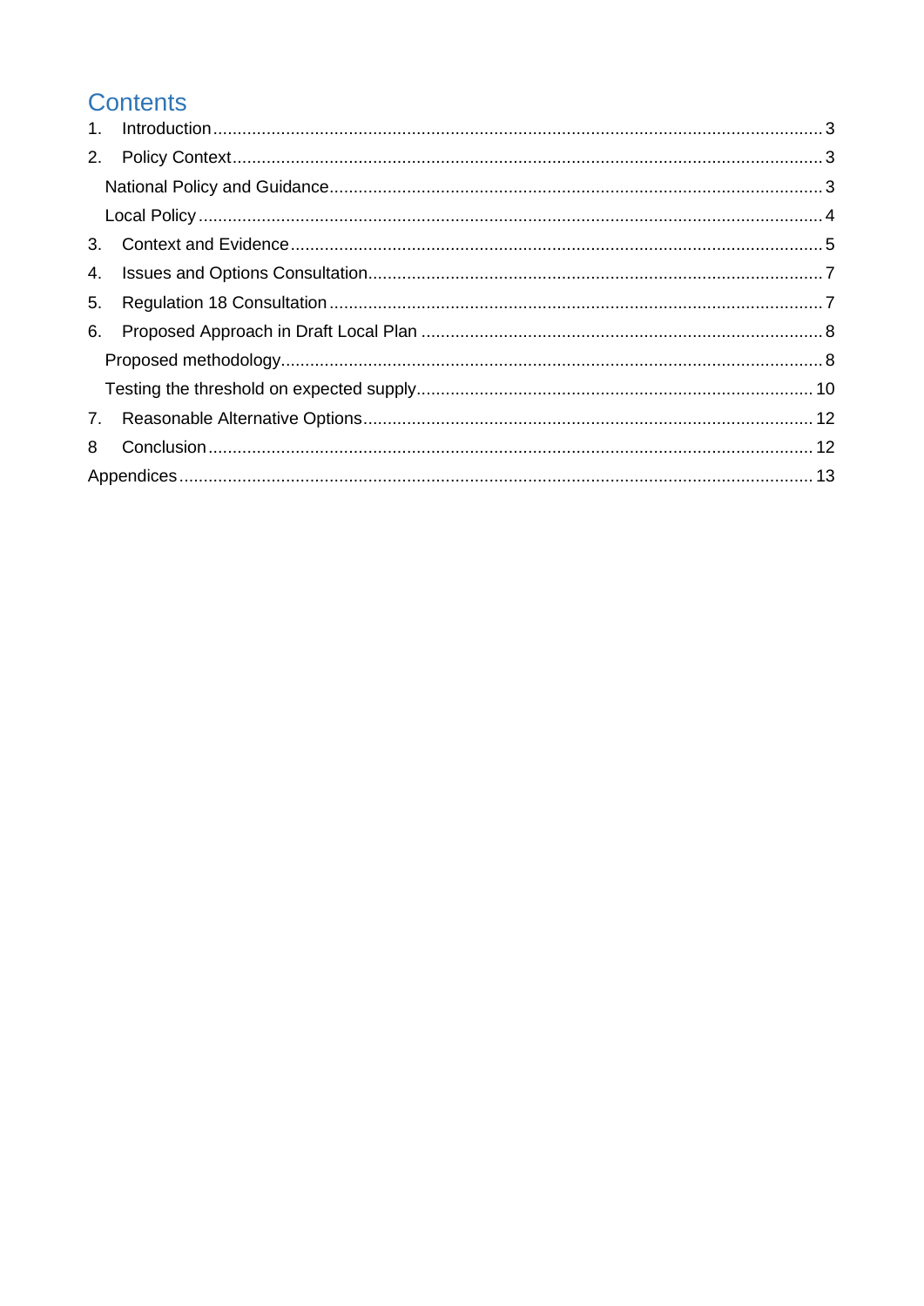# Contents

1. Introduction ..... 3
2. Policy Context ..... 3
   - National Policy and Guidance ..... 3
   - Local Policy ..... 4
3. Context and Evidence ..... 5
4. Issues and Options Consultation ..... 7
5. Regulation 18 Consultation ..... 7
6. Proposed Approach in Draft Local Plan ..... 8
   - Proposed methodology ..... 8
   - Testing the threshold on expected supply ..... 10
7. Reasonable Alternative Options ..... 12
8 Conclusion ..... 12

Appendices ..... 13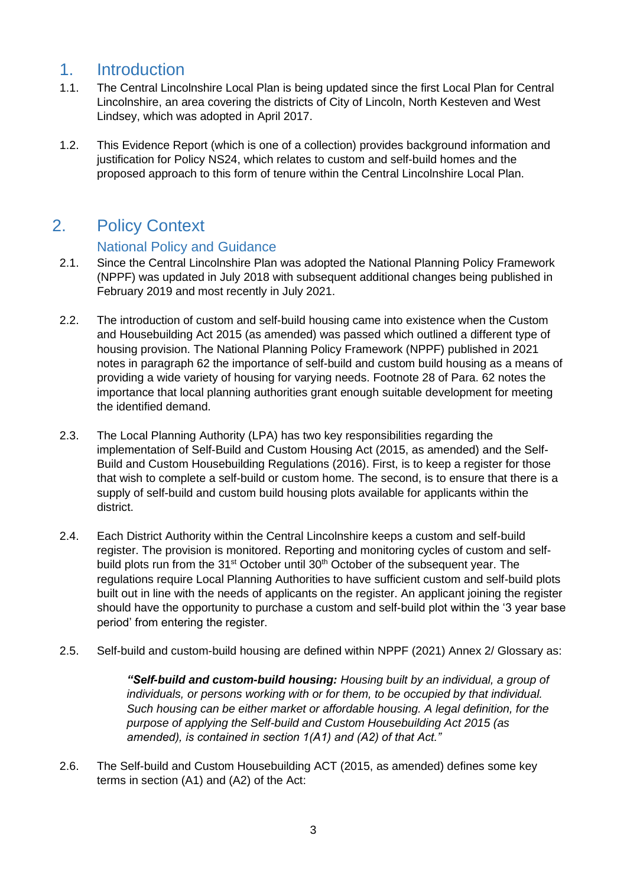# 1. Introduction

1.1. The Central Lincolnshire Local Plan is being updated since the first Local Plan for Central Lincolnshire, an area covering the districts of City of Lincoln, North Kesteven and West Lindsey, which was adopted in April 2017.

1.2. This Evidence Report (which is one of a collection) provides background information and justification for Policy NS24, which relates to custom and self-build homes and the proposed approach to this form of tenure within the Central Lincolnshire Local Plan.

# 2. Policy Context

## National Policy and Guidance

2.1. Since the Central Lincolnshire Plan was adopted the National Planning Policy Framework (NPPF) was updated in July 2018 with subsequent additional changes being published in February 2019 and most recently in July 2021.

2.2. The introduction of custom and self-build housing came into existence when the Custom and Housebuilding Act 2015 (as amended) was passed which outlined a different type of housing provision. The National Planning Policy Framework (NPPF) published in 2021 notes in paragraph 62 the importance of self-build and custom build housing as a means of providing a wide variety of housing for varying needs. Footnote 28 of Para. 62 notes the importance that local planning authorities grant enough suitable development for meeting the identified demand.

2.3. The Local Planning Authority (LPA) has two key responsibilities regarding the implementation of Self-Build and Custom Housing Act (2015, as amended) and the Self-Build and Custom Housebuilding Regulations (2016). First, is to keep a register for those that wish to complete a self-build or custom home. The second, is to ensure that there is a supply of self-build and custom build housing plots available for applicants within the district.

2.4. Each District Authority within the Central Lincolnshire keeps a custom and self-build register. The provision is monitored. Reporting and monitoring cycles of custom and self-build plots run from the 31st October until 30th October of the subsequent year. The regulations require Local Planning Authorities to have sufficient custom and self-build plots built out in line with the needs of applicants on the register. An applicant joining the register should have the opportunity to purchase a custom and self-build plot within the '3 year base period' from entering the register.

2.5. Self-build and custom-build housing are defined within NPPF (2021) Annex 2/ Glossary as:

> ***"Self-build and custom-build housing:*** *Housing built by an individual, a group of individuals, or persons working with or for them, to be occupied by that individual. Such housing can be either market or affordable housing. A legal definition, for the purpose of applying the Self-build and Custom Housebuilding Act 2015 (as amended), is contained in section 1(A1) and (A2) of that Act."*

2.6. The Self-build and Custom Housebuilding ACT (2015, as amended) defines some key terms in section (A1) and (A2) of the Act: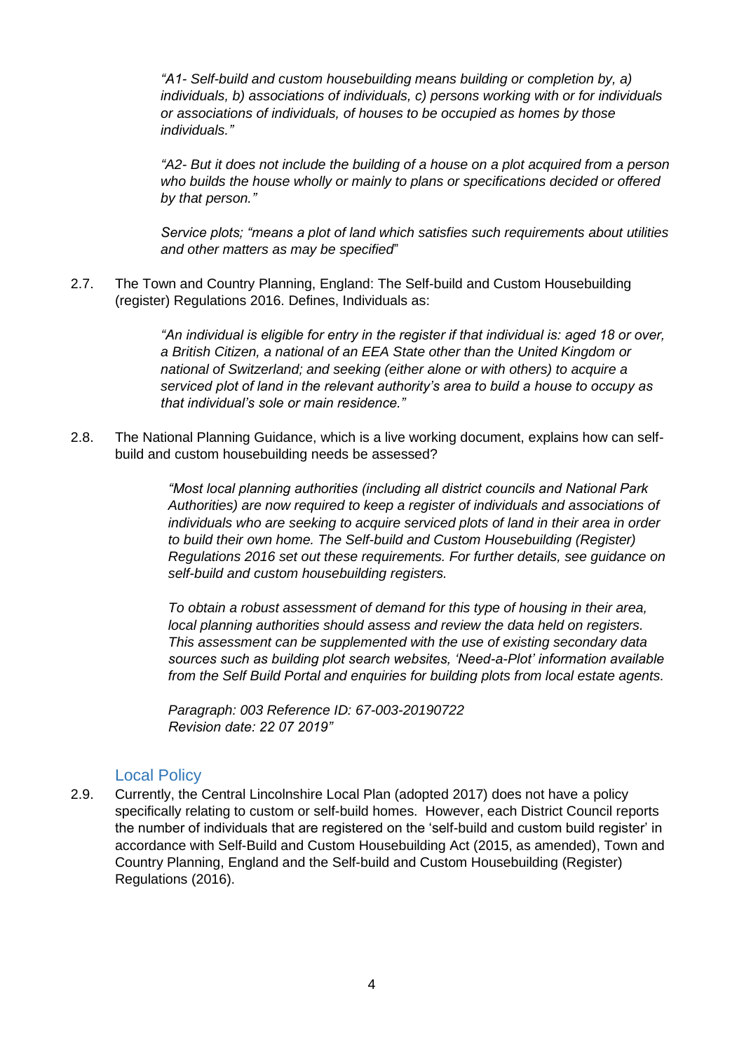*"A1- Self-build and custom housebuilding means building or completion by, a) individuals, b) associations of individuals, c) persons working with or for individuals or associations of individuals, of houses to be occupied as homes by those individuals."*

*"A2- But it does not include the building of a house on a plot acquired from a person who builds the house wholly or mainly to plans or specifications decided or offered by that person."*

*Service plots; "means a plot of land which satisfies such requirements about utilities and other matters as may be specified*"

2.7. The Town and Country Planning, England: The Self-build and Custom Housebuilding (register) Regulations 2016. Defines, Individuals as:

> *"An individual is eligible for entry in the register if that individual is: aged 18 or over, a British Citizen, a national of an EEA State other than the United Kingdom or national of Switzerland; and seeking (either alone or with others) to acquire a serviced plot of land in the relevant authority's area to build a house to occupy as that individual's sole or main residence."*

2.8. The National Planning Guidance, which is a live working document, explains how can self-build and custom housebuilding needs be assessed?

> *"Most local planning authorities (including all district councils and National Park Authorities) are now required to keep a register of individuals and associations of individuals who are seeking to acquire serviced plots of land in their area in order to build their own home. The Self-build and Custom Housebuilding (Register) Regulations 2016 set out these requirements. For further details, see guidance on self-build and custom housebuilding registers.*
>
> *To obtain a robust assessment of demand for this type of housing in their area, local planning authorities should assess and review the data held on registers. This assessment can be supplemented with the use of existing secondary data sources such as building plot search websites, 'Need-a-Plot' information available from the Self Build Portal and enquiries for building plots from local estate agents.*
>
> *Paragraph: 003 Reference ID: 67-003-20190722*
> *Revision date: 22 07 2019"*

## Local Policy

2.9. Currently, the Central Lincolnshire Local Plan (adopted 2017) does not have a policy specifically relating to custom or self-build homes. However, each District Council reports the number of individuals that are registered on the 'self-build and custom build register' in accordance with Self-Build and Custom Housebuilding Act (2015, as amended), Town and Country Planning, England and the Self-build and Custom Housebuilding (Register) Regulations (2016).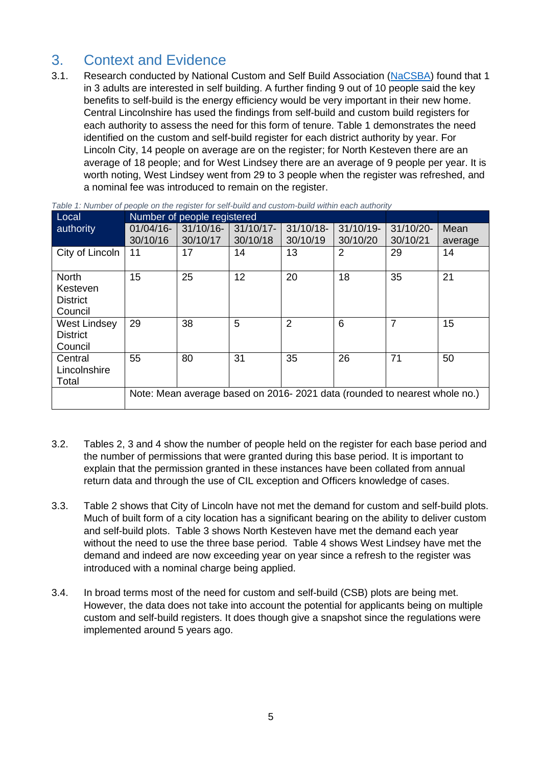## 3. Context and Evidence

3.1. Research conducted by National Custom and Self Build Association (NaCSBA) found that 1 in 3 adults are interested in self building. A further finding 9 out of 10 people said the key benefits to self-build is the energy efficiency would be very important in their new home. Central Lincolnshire has used the findings from self-build and custom build registers for each authority to assess the need for this form of tenure. Table 1 demonstrates the need identified on the custom and self-build register for each district authority by year. For Lincoln City, 14 people on average are on the register; for North Kesteven there are an average of 18 people; and for West Lindsey there are an average of 9 people per year. It is worth noting, West Lindsey went from 29 to 3 people when the register was refreshed, and a nominal fee was introduced to remain on the register.

*Table 1: Number of people on the register for self-build and custom-build within each authority*

| Local authority | Number of people registered | | | | | | |
|---|---|---|---|---|---|---|---|
| | 01/04/16-30/10/16 | 31/10/16-30/10/17 | 31/10/17-30/10/18 | 31/10/18-30/10/19 | 31/10/19-30/10/20 | 31/10/20-30/10/21 | Mean average |
| City of Lincoln | 11 | 17 | 14 | 13 | 2 | 29 | 14 |
| North Kesteven District Council | 15 | 25 | 12 | 20 | 18 | 35 | 21 |
| West Lindsey District Council | 29 | 38 | 5 | 2 | 6 | 7 | 15 |
| Central Lincolnshire Total | 55 | 80 | 31 | 35 | 26 | 71 | 50 |
| | Note: Mean average based on 2016- 2021 data (rounded to nearest whole no.) | | | | | | |

3.2. Tables 2, 3 and 4 show the number of people held on the register for each base period and the number of permissions that were granted during this base period. It is important to explain that the permission granted in these instances have been collated from annual return data and through the use of CIL exception and Officers knowledge of cases.

3.3. Table 2 shows that City of Lincoln have not met the demand for custom and self-build plots. Much of built form of a city location has a significant bearing on the ability to deliver custom and self-build plots. Table 3 shows North Kesteven have met the demand each year without the need to use the three base period. Table 4 shows West Lindsey have met the demand and indeed are now exceeding year on year since a refresh to the register was introduced with a nominal charge being applied.

3.4. In broad terms most of the need for custom and self-build (CSB) plots are being met. However, the data does not take into account the potential for applicants being on multiple custom and self-build registers. It does though give a snapshot since the regulations were implemented around 5 years ago.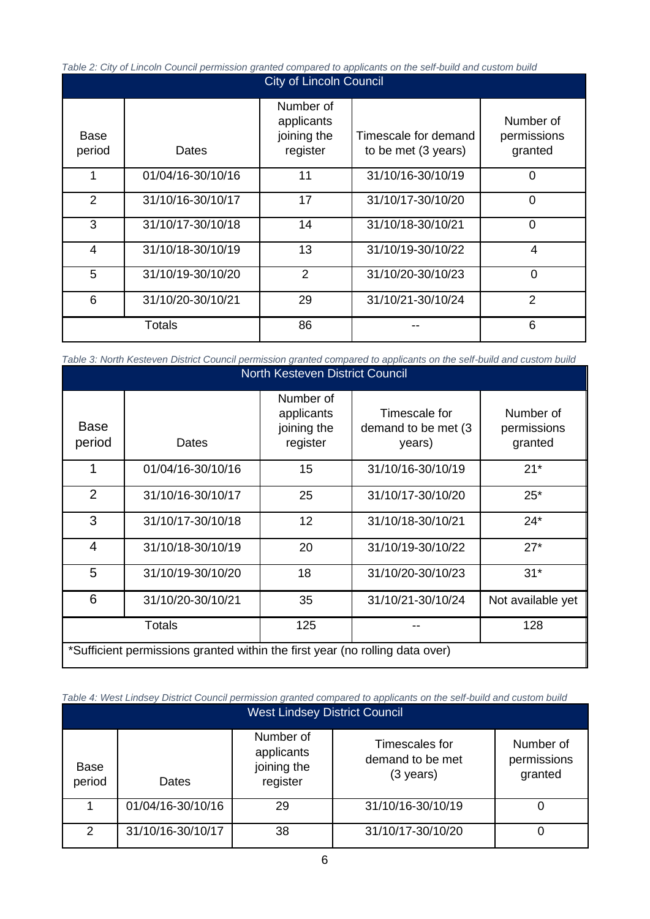*Table 2: City of Lincoln Council permission granted compared to applicants on the self-build and custom build*

| City of Lincoln Council | | | | |
|---|---|---|---|---|
| Base period | Dates | Number of applicants joining the register | Timescale for demand to be met (3 years) | Number of permissions granted |
| 1 | 01/04/16-30/10/16 | 11 | 31/10/16-30/10/19 | 0 |
| 2 | 31/10/16-30/10/17 | 17 | 31/10/17-30/10/20 | 0 |
| 3 | 31/10/17-30/10/18 | 14 | 31/10/18-30/10/21 | 0 |
| 4 | 31/10/18-30/10/19 | 13 | 31/10/19-30/10/22 | 4 |
| 5 | 31/10/19-30/10/20 | 2 | 31/10/20-30/10/23 | 0 |
| 6 | 31/10/20-30/10/21 | 29 | 31/10/21-30/10/24 | 2 |
| Totals | | 86 | -- | 6 |

*Table 3: North Kesteven District Council permission granted compared to applicants on the self-build and custom build*

| North Kesteven District Council | | | | |
|---|---|---|---|---|
| Base period | Dates | Number of applicants joining the register | Timescale for demand to be met (3 years) | Number of permissions granted |
| 1 | 01/04/16-30/10/16 | 15 | 31/10/16-30/10/19 | 21* |
| 2 | 31/10/16-30/10/17 | 25 | 31/10/17-30/10/20 | 25* |
| 3 | 31/10/17-30/10/18 | 12 | 31/10/18-30/10/21 | 24* |
| 4 | 31/10/18-30/10/19 | 20 | 31/10/19-30/10/22 | 27* |
| 5 | 31/10/19-30/10/20 | 18 | 31/10/20-30/10/23 | 31* |
| 6 | 31/10/20-30/10/21 | 35 | 31/10/21-30/10/24 | Not available yet |
| Totals | | 125 | -- | 128 |
| *Sufficient permissions granted within the first year (no rolling data over) | | | | |

*Table 4: West Lindsey District Council permission granted compared to applicants on the self-build and custom build*

| West Lindsey District Council | | | | |
|---|---|---|---|---|
| Base period | Dates | Number of applicants joining the register | Timescales for demand to be met (3 years) | Number of permissions granted |
| 1 | 01/04/16-30/10/16 | 29 | 31/10/16-30/10/19 | 0 |
| 2 | 31/10/16-30/10/17 | 38 | 31/10/17-30/10/20 | 0 |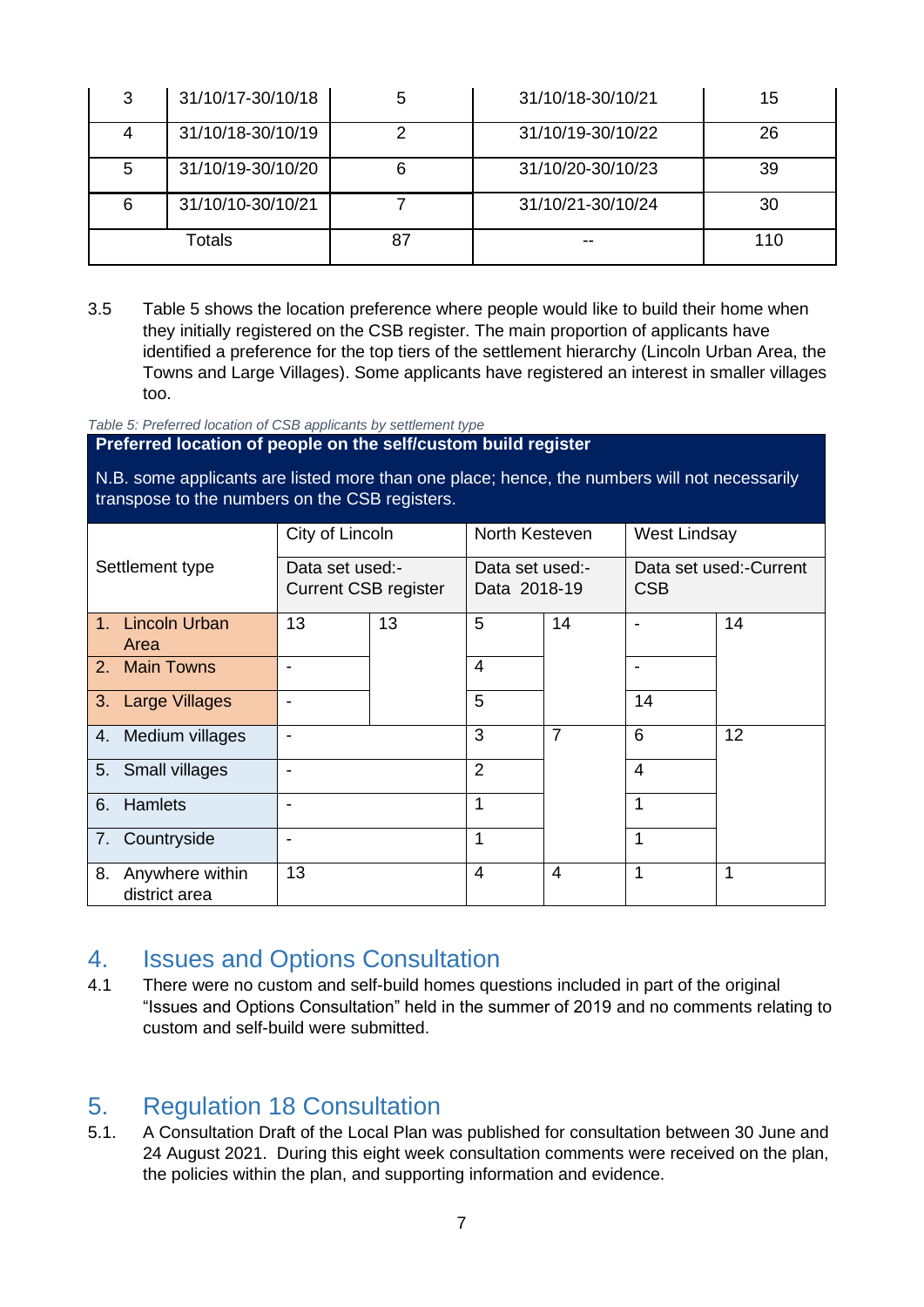| 3 | 31/10/17-30/10/18 | 5 | 31/10/18-30/10/21 | 15 |
|---|---|---|---|---|
| 4 | 31/10/18-30/10/19 | 2 | 31/10/19-30/10/22 | 26 |
| 5 | 31/10/19-30/10/20 | 6 | 31/10/20-30/10/23 | 39 |
| 6 | 31/10/10-30/10/21 | 7 | 31/10/21-30/10/24 | 30 |
| Totals | | 87 | -- | 110 |

3.5 Table 5 shows the location preference where people would like to build their home when they initially registered on the CSB register. The main proportion of applicants have identified a preference for the top tiers of the settlement hierarchy (Lincoln Urban Area, the Towns and Large Villages). Some applicants have registered an interest in smaller villages too.

*Table 5: Preferred location of CSB applicants by settlement type*

**Preferred location of people on the self/custom build register**

N.B. some applicants are listed more than one place; hence, the numbers will not necessarily transpose to the numbers on the CSB registers.

| Settlement type | City of Lincoln | | North Kesteven | | West Lindsay | |
|---|---|---|---|---|---|---|
| | Data set used:- Current CSB register | | Data set used:- Data 2018-19 | | Data set used:-Current CSB | |
| 1. Lincoln Urban Area | 13 | 13 | 5 | 14 | - | 14 |
| 2. Main Towns | - | | 4 | | - | |
| 3. Large Villages | - | | 5 | | 14 | |
| 4. Medium villages | - | | 3 | 7 | 6 | 12 |
| 5. Small villages | - | | 2 | | 4 | |
| 6. Hamlets | - | | 1 | | 1 | |
| 7. Countryside | - | | 1 | | 1 | |
| 8. Anywhere within district area | 13 | | 4 | 4 | 1 | 1 |

## 4. Issues and Options Consultation

4.1 There were no custom and self-build homes questions included in part of the original "Issues and Options Consultation" held in the summer of 2019 and no comments relating to custom and self-build were submitted.

## 5. Regulation 18 Consultation

5.1. A Consultation Draft of the Local Plan was published for consultation between 30 June and 24 August 2021. During this eight week consultation comments were received on the plan, the policies within the plan, and supporting information and evidence.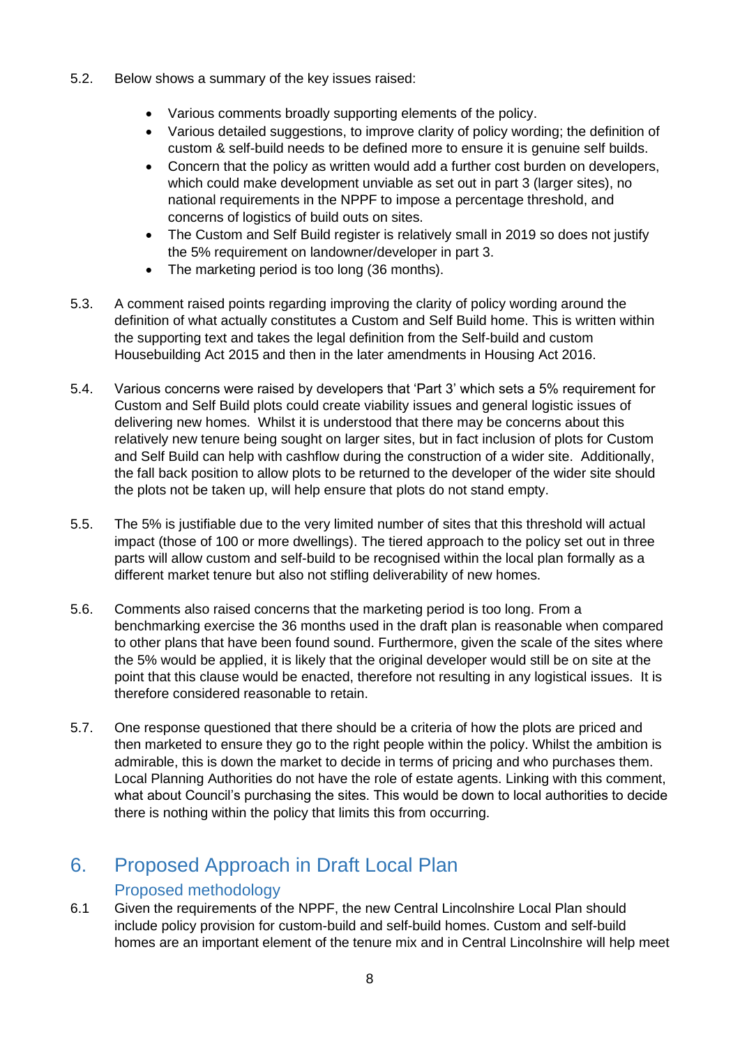5.2. Below shows a summary of the key issues raised:

- Various comments broadly supporting elements of the policy.
- Various detailed suggestions, to improve clarity of policy wording; the definition of custom & self-build needs to be defined more to ensure it is genuine self builds.
- Concern that the policy as written would add a further cost burden on developers, which could make development unviable as set out in part 3 (larger sites), no national requirements in the NPPF to impose a percentage threshold, and concerns of logistics of build outs on sites.
- The Custom and Self Build register is relatively small in 2019 so does not justify the 5% requirement on landowner/developer in part 3.
- The marketing period is too long (36 months).

5.3. A comment raised points regarding improving the clarity of policy wording around the definition of what actually constitutes a Custom and Self Build home. This is written within the supporting text and takes the legal definition from the Self-build and custom Housebuilding Act 2015 and then in the later amendments in Housing Act 2016.

5.4. Various concerns were raised by developers that 'Part 3' which sets a 5% requirement for Custom and Self Build plots could create viability issues and general logistic issues of delivering new homes. Whilst it is understood that there may be concerns about this relatively new tenure being sought on larger sites, but in fact inclusion of plots for Custom and Self Build can help with cashflow during the construction of a wider site. Additionally, the fall back position to allow plots to be returned to the developer of the wider site should the plots not be taken up, will help ensure that plots do not stand empty.

5.5. The 5% is justifiable due to the very limited number of sites that this threshold will actual impact (those of 100 or more dwellings). The tiered approach to the policy set out in three parts will allow custom and self-build to be recognised within the local plan formally as a different market tenure but also not stifling deliverability of new homes.

5.6. Comments also raised concerns that the marketing period is too long. From a benchmarking exercise the 36 months used in the draft plan is reasonable when compared to other plans that have been found sound. Furthermore, given the scale of the sites where the 5% would be applied, it is likely that the original developer would still be on site at the point that this clause would be enacted, therefore not resulting in any logistical issues. It is therefore considered reasonable to retain.

5.7. One response questioned that there should be a criteria of how the plots are priced and then marketed to ensure they go to the right people within the policy. Whilst the ambition is admirable, this is down the market to decide in terms of pricing and who purchases them. Local Planning Authorities do not have the role of estate agents. Linking with this comment, what about Council's purchasing the sites. This would be down to local authorities to decide there is nothing within the policy that limits this from occurring.

# 6. Proposed Approach in Draft Local Plan

## Proposed methodology

6.1 Given the requirements of the NPPF, the new Central Lincolnshire Local Plan should include policy provision for custom-build and self-build homes. Custom and self-build homes are an important element of the tenure mix and in Central Lincolnshire will help meet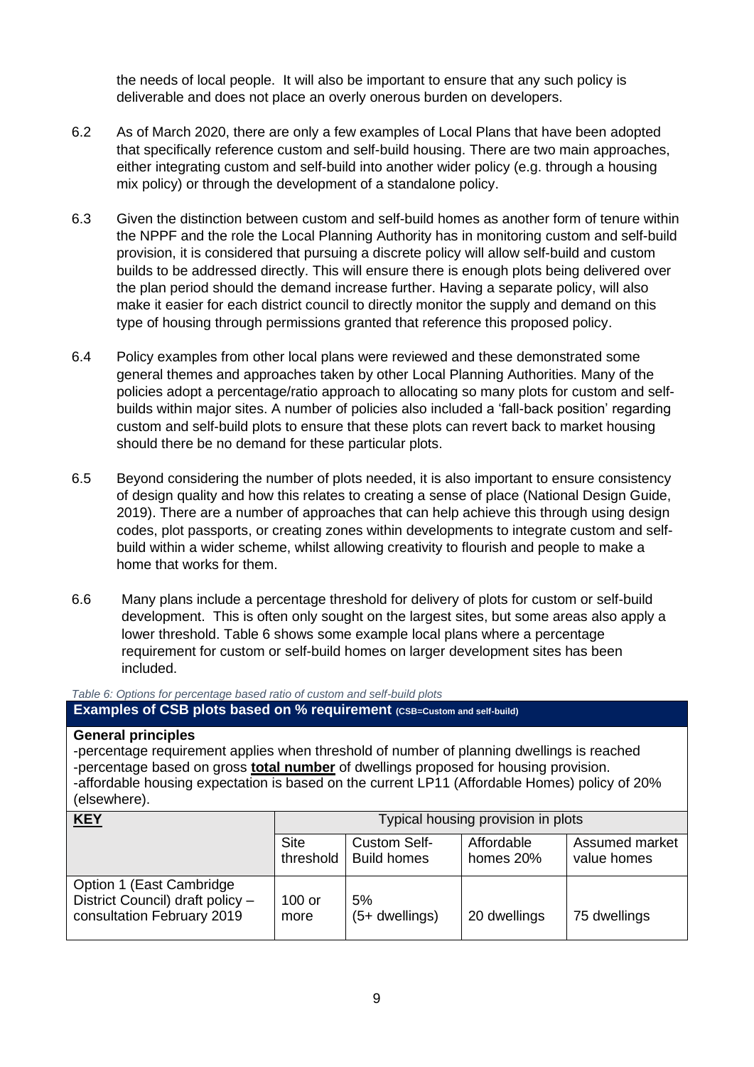the needs of local people. It will also be important to ensure that any such policy is deliverable and does not place an overly onerous burden on developers.

6.2 As of March 2020, there are only a few examples of Local Plans that have been adopted that specifically reference custom and self-build housing. There are two main approaches, either integrating custom and self-build into another wider policy (e.g. through a housing mix policy) or through the development of a standalone policy.

6.3 Given the distinction between custom and self-build homes as another form of tenure within the NPPF and the role the Local Planning Authority has in monitoring custom and self-build provision, it is considered that pursuing a discrete policy will allow self-build and custom builds to be addressed directly. This will ensure there is enough plots being delivered over the plan period should the demand increase further. Having a separate policy, will also make it easier for each district council to directly monitor the supply and demand on this type of housing through permissions granted that reference this proposed policy.

6.4 Policy examples from other local plans were reviewed and these demonstrated some general themes and approaches taken by other Local Planning Authorities. Many of the policies adopt a percentage/ratio approach to allocating so many plots for custom and self-builds within major sites. A number of policies also included a 'fall-back position' regarding custom and self-build plots to ensure that these plots can revert back to market housing should there be no demand for these particular plots.

6.5 Beyond considering the number of plots needed, it is also important to ensure consistency of design quality and how this relates to creating a sense of place (National Design Guide, 2019). There are a number of approaches that can help achieve this through using design codes, plot passports, or creating zones within developments to integrate custom and self-build within a wider scheme, whilst allowing creativity to flourish and people to make a home that works for them.

6.6 Many plans include a percentage threshold for delivery of plots for custom or self-build development. This is often only sought on the largest sites, but some areas also apply a lower threshold. Table 6 shows some example local plans where a percentage requirement for custom or self-build homes on larger development sites has been included.

*Table 6: Options for percentage based ratio of custom and self-build plots*

**Examples of CSB plots based on % requirement** (CSB=Custom and self-build)

**General principles**
-percentage requirement applies when threshold of number of planning dwellings is reached
-percentage based on gross **total number** of dwellings proposed for housing provision.
-affordable housing expectation is based on the current LP11 (Affordable Homes) policy of 20% (elsewhere).

| **KEY** | Typical housing provision in plots | | | |
|---|---|---|---|---|
| | Site threshold | Custom Self-Build homes | Affordable homes 20% | Assumed market value homes |
| Option 1 (East Cambridge District Council) draft policy – consultation February 2019 | 100 or more | 5% (5+ dwellings) | 20 dwellings | 75 dwellings |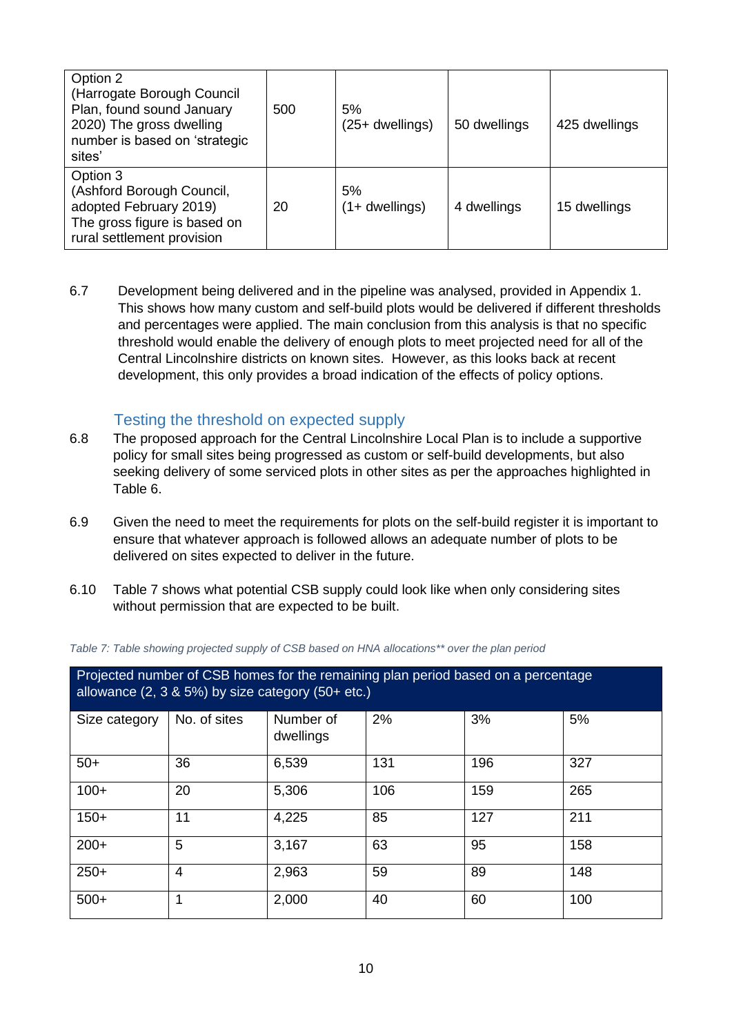| Option 2 (Harrogate Borough Council Plan, found sound January 2020) The gross dwelling number is based on 'strategic sites' | 500 | 5% (25+ dwellings) | 50 dwellings | 425 dwellings |
|---|---|---|---|---|
| Option 3 (Ashford Borough Council, adopted February 2019) The gross figure is based on rural settlement provision | 20 | 5% (1+ dwellings) | 4 dwellings | 15 dwellings |

6.7 Development being delivered and in the pipeline was analysed, provided in Appendix 1. This shows how many custom and self-build plots would be delivered if different thresholds and percentages were applied. The main conclusion from this analysis is that no specific threshold would enable the delivery of enough plots to meet projected need for all of the Central Lincolnshire districts on known sites. However, as this looks back at recent development, this only provides a broad indication of the effects of policy options.

### Testing the threshold on expected supply

6.8 The proposed approach for the Central Lincolnshire Local Plan is to include a supportive policy for small sites being progressed as custom or self-build developments, but also seeking delivery of some serviced plots in other sites as per the approaches highlighted in Table 6.

6.9 Given the need to meet the requirements for plots on the self-build register it is important to ensure that whatever approach is followed allows an adequate number of plots to be delivered on sites expected to deliver in the future.

6.10 Table 7 shows what potential CSB supply could look like when only considering sites without permission that are expected to be built.

*Table 7: Table showing projected supply of CSB based on HNA allocations** over the plan period*

| Projected number of CSB homes for the remaining plan period based on a percentage allowance (2, 3 & 5%) by size category (50+ etc.) | | | | | |
|---|---|---|---|---|---|
| Size category | No. of sites | Number of dwellings | 2% | 3% | 5% |
| 50+ | 36 | 6,539 | 131 | 196 | 327 |
| 100+ | 20 | 5,306 | 106 | 159 | 265 |
| 150+ | 11 | 4,225 | 85 | 127 | 211 |
| 200+ | 5 | 3,167 | 63 | 95 | 158 |
| 250+ | 4 | 2,963 | 59 | 89 | 148 |
| 500+ | 1 | 2,000 | 40 | 60 | 100 |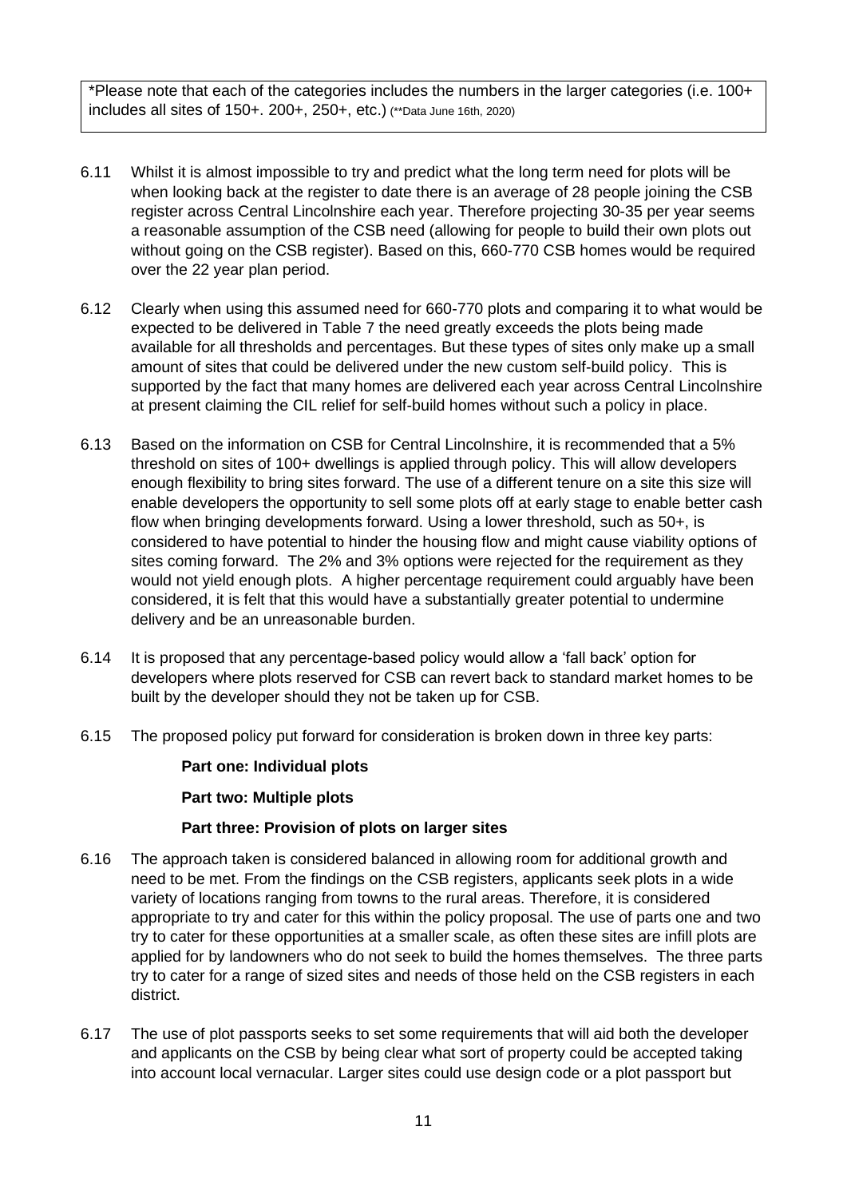*Please note that each of the categories includes the numbers in the larger categories (i.e. 100+ includes all sites of 150+. 200+, 250+, etc.) (**Data June 16th, 2020)

6.11 Whilst it is almost impossible to try and predict what the long term need for plots will be when looking back at the register to date there is an average of 28 people joining the CSB register across Central Lincolnshire each year. Therefore projecting 30-35 per year seems a reasonable assumption of the CSB need (allowing for people to build their own plots out without going on the CSB register). Based on this, 660-770 CSB homes would be required over the 22 year plan period.

6.12 Clearly when using this assumed need for 660-770 plots and comparing it to what would be expected to be delivered in Table 7 the need greatly exceeds the plots being made available for all thresholds and percentages. But these types of sites only make up a small amount of sites that could be delivered under the new custom self-build policy. This is supported by the fact that many homes are delivered each year across Central Lincolnshire at present claiming the CIL relief for self-build homes without such a policy in place.

6.13 Based on the information on CSB for Central Lincolnshire, it is recommended that a 5% threshold on sites of 100+ dwellings is applied through policy. This will allow developers enough flexibility to bring sites forward. The use of a different tenure on a site this size will enable developers the opportunity to sell some plots off at early stage to enable better cash flow when bringing developments forward. Using a lower threshold, such as 50+, is considered to have potential to hinder the housing flow and might cause viability options of sites coming forward. The 2% and 3% options were rejected for the requirement as they would not yield enough plots. A higher percentage requirement could arguably have been considered, it is felt that this would have a substantially greater potential to undermine delivery and be an unreasonable burden.

6.14 It is proposed that any percentage-based policy would allow a 'fall back' option for developers where plots reserved for CSB can revert back to standard market homes to be built by the developer should they not be taken up for CSB.

6.15 The proposed policy put forward for consideration is broken down in three key parts:

**Part one: Individual plots**

**Part two: Multiple plots**

**Part three: Provision of plots on larger sites**

6.16 The approach taken is considered balanced in allowing room for additional growth and need to be met. From the findings on the CSB registers, applicants seek plots in a wide variety of locations ranging from towns to the rural areas. Therefore, it is considered appropriate to try and cater for this within the policy proposal. The use of parts one and two try to cater for these opportunities at a smaller scale, as often these sites are infill plots are applied for by landowners who do not seek to build the homes themselves. The three parts try to cater for a range of sized sites and needs of those held on the CSB registers in each district.

6.17 The use of plot passports seeks to set some requirements that will aid both the developer and applicants on the CSB by being clear what sort of property could be accepted taking into account local vernacular. Larger sites could use design code or a plot passport but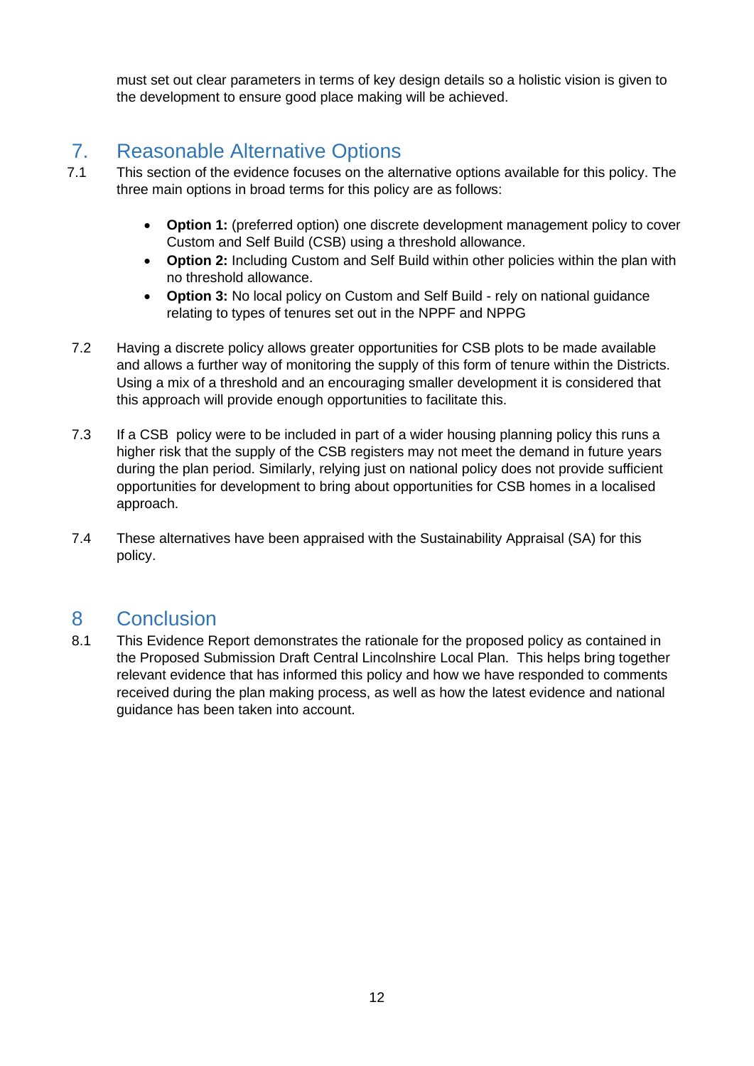must set out clear parameters in terms of key design details so a holistic vision is given to the development to ensure good place making will be achieved.

# 7. Reasonable Alternative Options

7.1 This section of the evidence focuses on the alternative options available for this policy. The three main options in broad terms for this policy are as follows:

- **Option 1:** (preferred option) one discrete development management policy to cover Custom and Self Build (CSB) using a threshold allowance.
- **Option 2:** Including Custom and Self Build within other policies within the plan with no threshold allowance.
- **Option 3:** No local policy on Custom and Self Build - rely on national guidance relating to types of tenures set out in the NPPF and NPPG

7.2 Having a discrete policy allows greater opportunities for CSB plots to be made available and allows a further way of monitoring the supply of this form of tenure within the Districts. Using a mix of a threshold and an encouraging smaller development it is considered that this approach will provide enough opportunities to facilitate this.

7.3 If a CSB policy were to be included in part of a wider housing planning policy this runs a higher risk that the supply of the CSB registers may not meet the demand in future years during the plan period. Similarly, relying just on national policy does not provide sufficient opportunities for development to bring about opportunities for CSB homes in a localised approach.

7.4 These alternatives have been appraised with the Sustainability Appraisal (SA) for this policy.

# 8 Conclusion

8.1 This Evidence Report demonstrates the rationale for the proposed policy as contained in the Proposed Submission Draft Central Lincolnshire Local Plan. This helps bring together relevant evidence that has informed this policy and how we have responded to comments received during the plan making process, as well as how the latest evidence and national guidance has been taken into account.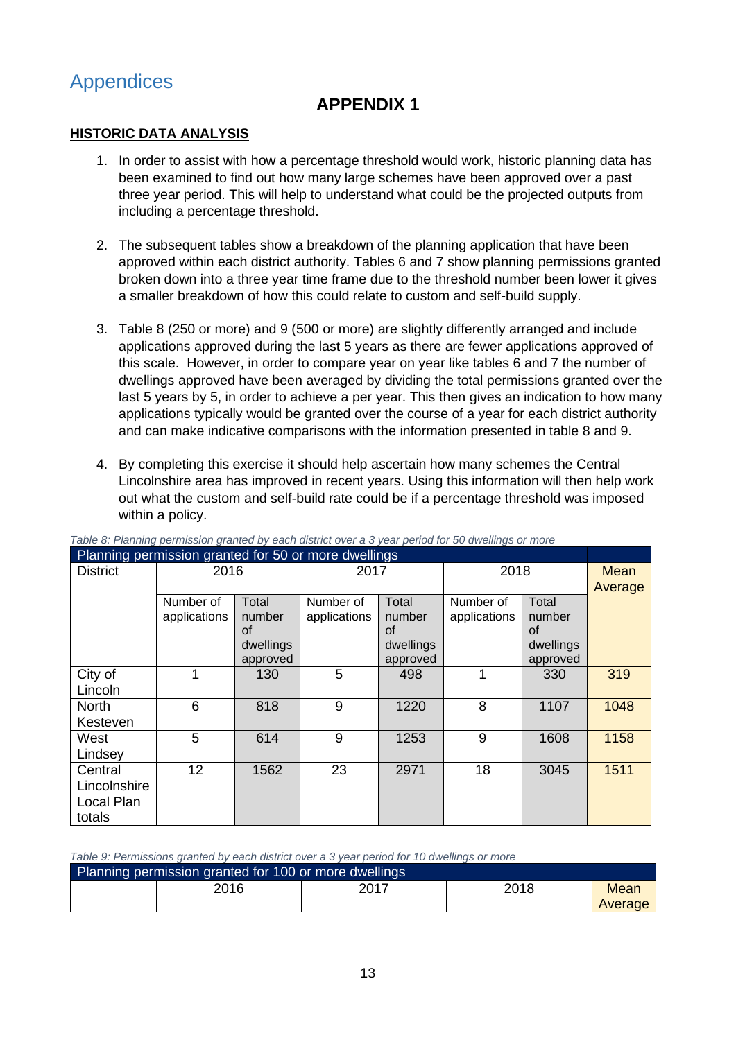# Appendices

## APPENDIX 1

**HISTORIC DATA ANALYSIS**

1. In order to assist with how a percentage threshold would work, historic planning data has been examined to find out how many large schemes have been approved over a past three year period. This will help to understand what could be the projected outputs from including a percentage threshold.

2. The subsequent tables show a breakdown of the planning application that have been approved within each district authority. Tables 6 and 7 show planning permissions granted broken down into a three year time frame due to the threshold number been lower it gives a smaller breakdown of how this could relate to custom and self-build supply.

3. Table 8 (250 or more) and 9 (500 or more) are slightly differently arranged and include applications approved during the last 5 years as there are fewer applications approved of this scale. However, in order to compare year on year like tables 6 and 7 the number of dwellings approved have been averaged by dividing the total permissions granted over the last 5 years by 5, in order to achieve a per year. This then gives an indication to how many applications typically would be granted over the course of a year for each district authority and can make indicative comparisons with the information presented in table 8 and 9.

4. By completing this exercise it should help ascertain how many schemes the Central Lincolnshire area has improved in recent years. Using this information will then help work out what the custom and self-build rate could be if a percentage threshold was imposed within a policy.

*Table 8: Planning permission granted by each district over a 3 year period for 50 dwellings or more*

| Planning permission granted for 50 or more dwellings | | | | | | | |
|---|---|---|---|---|---|---|---|
| District | 2016 | | 2017 | | 2018 | | Mean Average |
| | Number of applications | Total number of dwellings approved | Number of applications | Total number of dwellings approved | Number of applications | Total number of dwellings approved | |
| City of Lincoln | 1 | 130 | 5 | 498 | 1 | 330 | 319 |
| North Kesteven | 6 | 818 | 9 | 1220 | 8 | 1107 | 1048 |
| West Lindsey | 5 | 614 | 9 | 1253 | 9 | 1608 | 1158 |
| Central Lincolnshire Local Plan totals | 12 | 1562 | 23 | 2971 | 18 | 3045 | 1511 |

*Table 9: Permissions granted by each district over a 3 year period for 10 dwellings or more*

| Planning permission granted for 100 or more dwellings | | | | |
|---|---|---|---|---|
| | 2016 | 2017 | 2018 | Mean Average |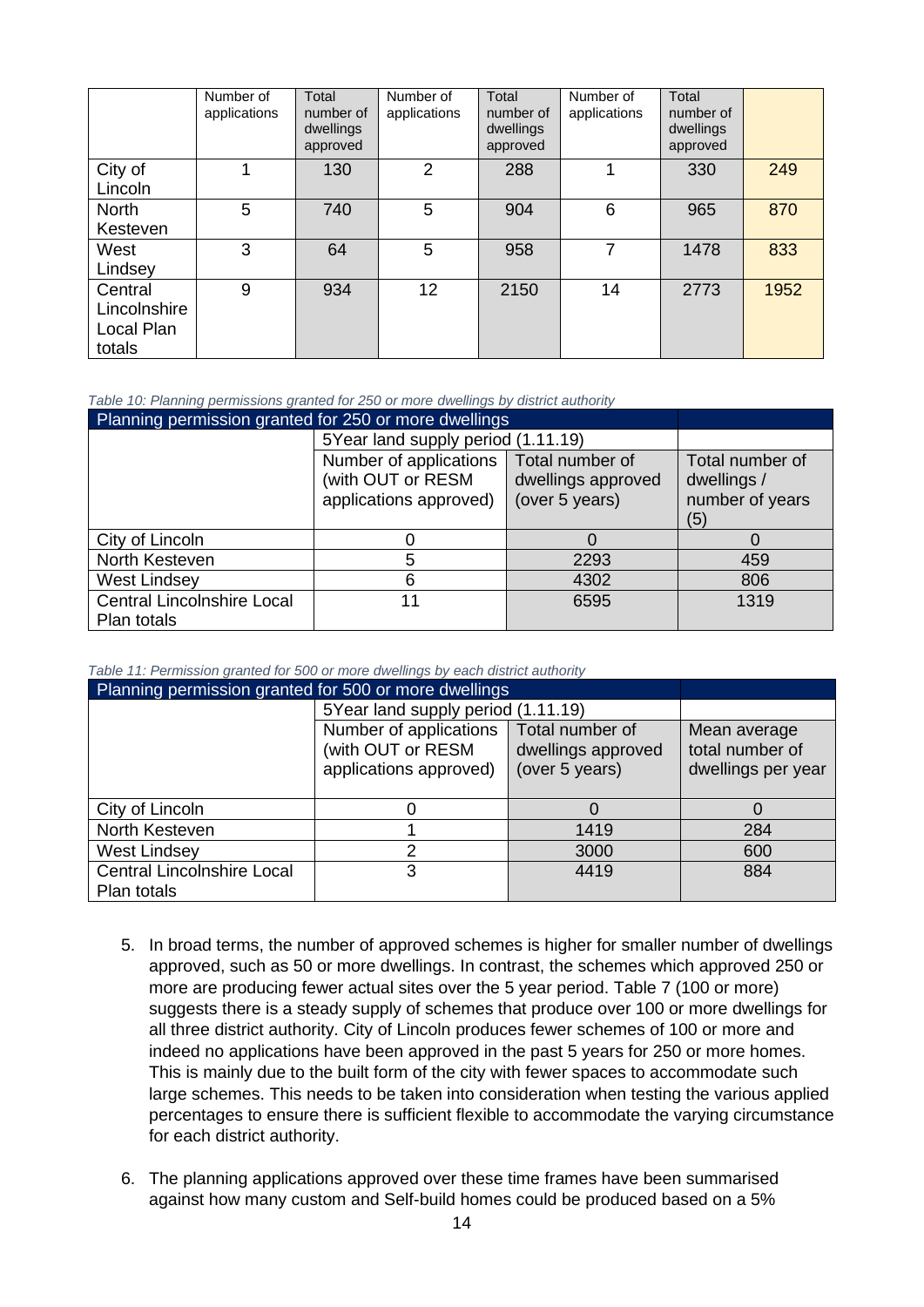| | Number of applications | Total number of dwellings approved | Number of applications | Total number of dwellings approved | Number of applications | Total number of dwellings approved | |
|---|---|---|---|---|---|---|---|
| City of Lincoln | 1 | 130 | 2 | 288 | 1 | 330 | 249 |
| North Kesteven | 5 | 740 | 5 | 904 | 6 | 965 | 870 |
| West Lindsey | 3 | 64 | 5 | 958 | 7 | 1478 | 833 |
| Central Lincolnshire Local Plan totals | 9 | 934 | 12 | 2150 | 14 | 2773 | 1952 |

*Table 10: Planning permissions granted for 250 or more dwellings by district authority*

| Planning permission granted for 250 or more dwellings | | | |
|---|---|---|---|
| | 5Year land supply period (1.11.19) | | |
| | Number of applications (with OUT or RESM applications approved) | Total number of dwellings approved (over 5 years) | Total number of dwellings / number of years (5) |
| City of Lincoln | 0 | 0 | 0 |
| North Kesteven | 5 | 2293 | 459 |
| West Lindsey | 6 | 4302 | 806 |
| Central Lincolnshire Local Plan totals | 11 | 6595 | 1319 |

*Table 11: Permission granted for 500 or more dwellings by each district authority*

| Planning permission granted for 500 or more dwellings | | | |
|---|---|---|---|
| | 5Year land supply period (1.11.19) | | |
| | Number of applications (with OUT or RESM applications approved) | Total number of dwellings approved (over 5 years) | Mean average total number of dwellings per year |
| City of Lincoln | 0 | 0 | 0 |
| North Kesteven | 1 | 1419 | 284 |
| West Lindsey | 2 | 3000 | 600 |
| Central Lincolnshire Local Plan totals | 3 | 4419 | 884 |

5. In broad terms, the number of approved schemes is higher for smaller number of dwellings approved, such as 50 or more dwellings. In contrast, the schemes which approved 250 or more are producing fewer actual sites over the 5 year period. Table 7 (100 or more) suggests there is a steady supply of schemes that produce over 100 or more dwellings for all three district authority. City of Lincoln produces fewer schemes of 100 or more and indeed no applications have been approved in the past 5 years for 250 or more homes. This is mainly due to the built form of the city with fewer spaces to accommodate such large schemes. This needs to be taken into consideration when testing the various applied percentages to ensure there is sufficient flexible to accommodate the varying circumstance for each district authority.

6. The planning applications approved over these time frames have been summarised against how many custom and Self-build homes could be produced based on a 5%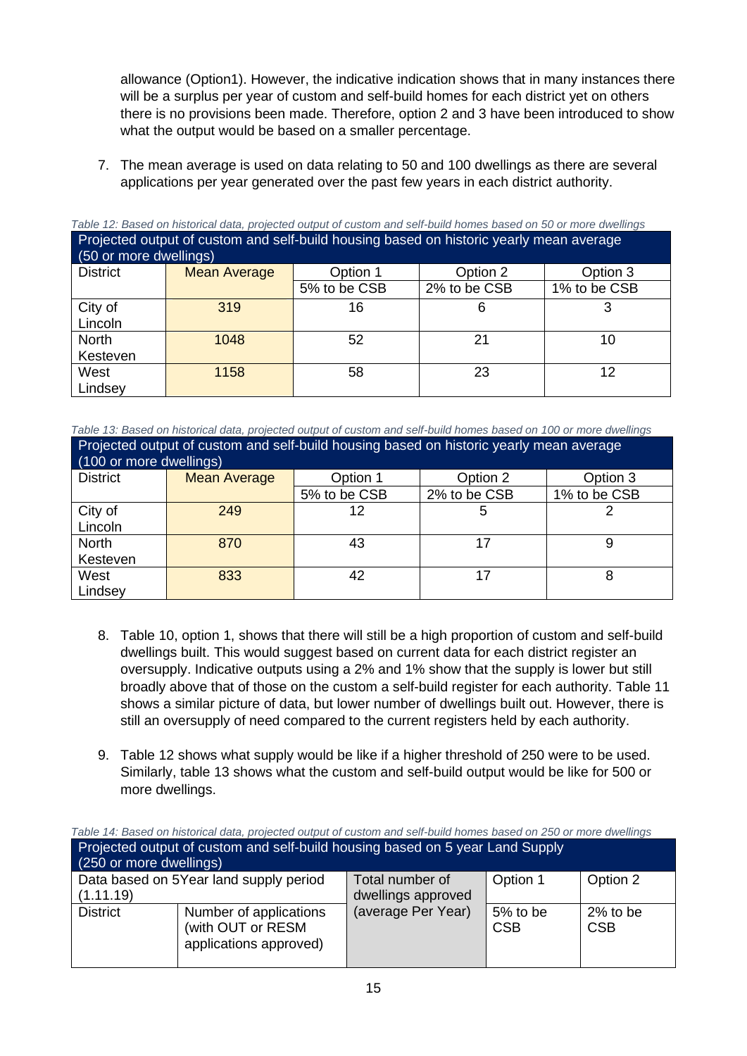allowance (Option1). However, the indicative indication shows that in many instances there will be a surplus per year of custom and self-build homes for each district yet on others there is no provisions been made. Therefore, option 2 and 3 have been introduced to show what the output would be based on a smaller percentage.

7. The mean average is used on data relating to 50 and 100 dwellings as there are several applications per year generated over the past few years in each district authority.

*Table 12: Based on historical data, projected output of custom and self-build homes based on 50 or more dwellings*

| Projected output of custom and self-build housing based on historic yearly mean average (50 or more dwellings) | | | | |
|---|---|---|---|---|
| District | Mean Average | Option 1 | Option 2 | Option 3 |
| | | 5% to be CSB | 2% to be CSB | 1% to be CSB |
| City of Lincoln | 319 | 16 | 6 | 3 |
| North Kesteven | 1048 | 52 | 21 | 10 |
| West Lindsey | 1158 | 58 | 23 | 12 |

*Table 13: Based on historical data, projected output of custom and self-build homes based on 100 or more dwellings*

| Projected output of custom and self-build housing based on historic yearly mean average (100 or more dwellings) | | | | |
|---|---|---|---|---|
| District | Mean Average | Option 1 | Option 2 | Option 3 |
| | | 5% to be CSB | 2% to be CSB | 1% to be CSB |
| City of Lincoln | 249 | 12 | 5 | 2 |
| North Kesteven | 870 | 43 | 17 | 9 |
| West Lindsey | 833 | 42 | 17 | 8 |

8. Table 10, option 1, shows that there will still be a high proportion of custom and self-build dwellings built. This would suggest based on current data for each district register an oversupply. Indicative outputs using a 2% and 1% show that the supply is lower but still broadly above that of those on the custom a self-build register for each authority. Table 11 shows a similar picture of data, but lower number of dwellings built out. However, there is still an oversupply of need compared to the current registers held by each authority.

9. Table 12 shows what supply would be like if a higher threshold of 250 were to be used. Similarly, table 13 shows what the custom and self-build output would be like for 500 or more dwellings.

*Table 14: Based on historical data, projected output of custom and self-build homes based on 250 or more dwellings*

| Projected output of custom and self-build housing based on 5 year Land Supply (250 or more dwellings) | | | | |
|---|---|---|---|---|
| Data based on 5Year land supply period (1.11.19) | | Total number of dwellings approved (average Per Year) | Option 1 | Option 2 |
| District | Number of applications (with OUT or RESM applications approved) | | 5% to be CSB | 2% to be CSB |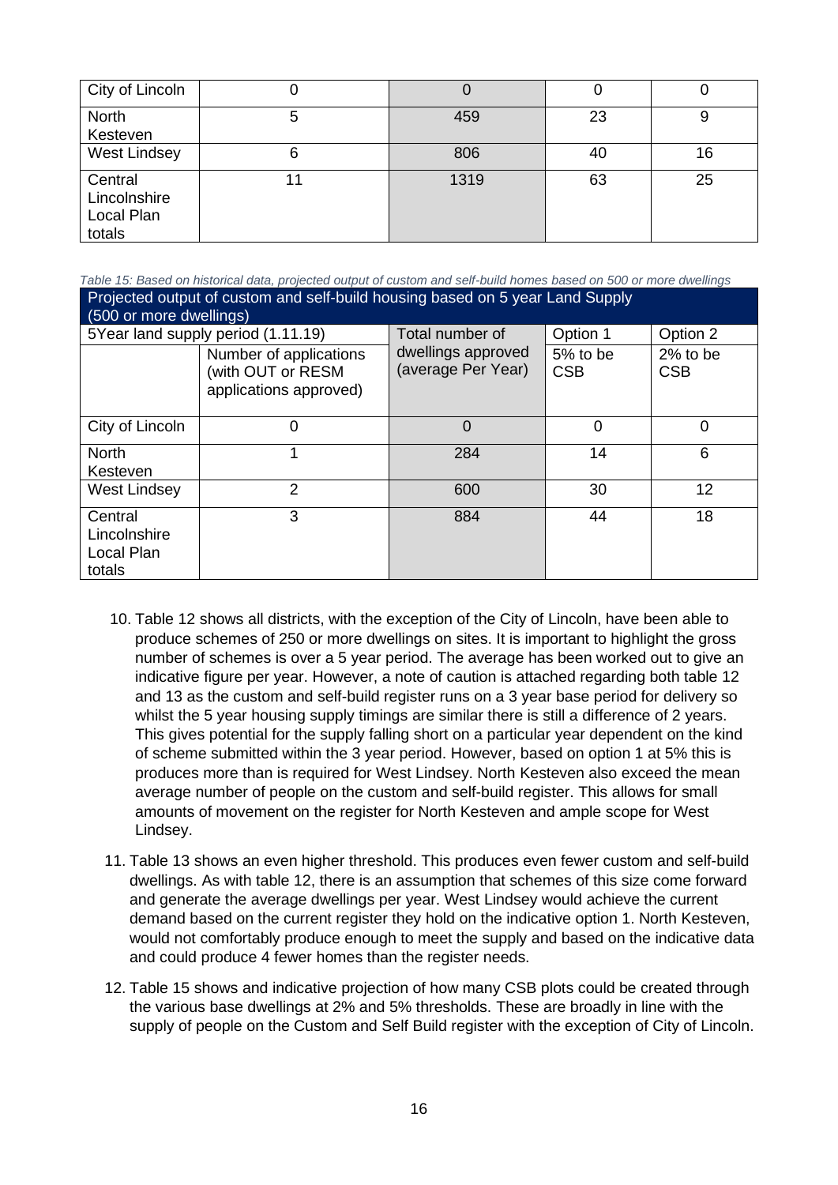| City of Lincoln | 0 | 0 | 0 | 0 |
|---|---|---|---|---|
| North Kesteven | 5 | 459 | 23 | 9 |
| West Lindsey | 6 | 806 | 40 | 16 |
| Central Lincolnshire Local Plan totals | 11 | 1319 | 63 | 25 |

*Table 15: Based on historical data, projected output of custom and self-build homes based on 500 or more dwellings*

| Projected output of custom and self-build housing based on 5 year Land Supply (500 or more dwellings) | | | | |
|---|---|---|---|---|
| 5Year land supply period (1.11.19) | | Total number of dwellings approved (average Per Year) | Option 1 | Option 2 |
| | Number of applications (with OUT or RESM applications approved) | | 5% to be CSB | 2% to be CSB |
| City of Lincoln | 0 | 0 | 0 | 0 |
| North Kesteven | 1 | 284 | 14 | 6 |
| West Lindsey | 2 | 600 | 30 | 12 |
| Central Lincolnshire Local Plan totals | 3 | 884 | 44 | 18 |

10. Table 12 shows all districts, with the exception of the City of Lincoln, have been able to produce schemes of 250 or more dwellings on sites. It is important to highlight the gross number of schemes is over a 5 year period. The average has been worked out to give an indicative figure per year. However, a note of caution is attached regarding both table 12 and 13 as the custom and self-build register runs on a 3 year base period for delivery so whilst the 5 year housing supply timings are similar there is still a difference of 2 years. This gives potential for the supply falling short on a particular year dependent on the kind of scheme submitted within the 3 year period. However, based on option 1 at 5% this is produces more than is required for West Lindsey. North Kesteven also exceed the mean average number of people on the custom and self-build register. This allows for small amounts of movement on the register for North Kesteven and ample scope for West Lindsey.

11. Table 13 shows an even higher threshold. This produces even fewer custom and self-build dwellings. As with table 12, there is an assumption that schemes of this size come forward and generate the average dwellings per year. West Lindsey would achieve the current demand based on the current register they hold on the indicative option 1. North Kesteven, would not comfortably produce enough to meet the supply and based on the indicative data and could produce 4 fewer homes than the register needs.

12. Table 15 shows and indicative projection of how many CSB plots could be created through the various base dwellings at 2% and 5% thresholds. These are broadly in line with the supply of people on the Custom and Self Build register with the exception of City of Lincoln.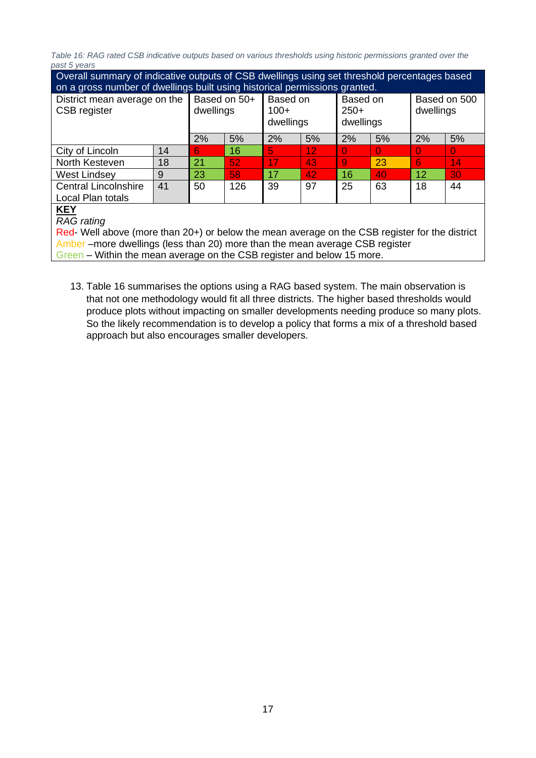*Table 16: RAG rated CSB indicative outputs based on various thresholds using historic permissions granted over the past 5 years*

| Overall summary of indicative outputs of CSB dwellings using set threshold percentages based on a gross number of dwellings built using historical permissions granted. | | | | | | | | | |
|---|---|---|---|---|---|---|---|---|---|
| District mean average on the CSB register | | Based on 50+ dwellings | | Based on 100+ dwellings | | Based on 250+ dwellings | | Based on 500 dwellings | |
| | | 2% | 5% | 2% | 5% | 2% | 5% | 2% | 5% |
| City of Lincoln | 14 | 6 | 16 | 5 | 12 | 0 | 0 | 0 | 0 |
| North Kesteven | 18 | 21 | 52 | 17 | 43 | 9 | 23 | 6 | 14 |
| West Lindsey | 9 | 23 | 58 | 17 | 42 | 16 | 40 | 12 | 30 |
| Central Lincolnshire Local Plan totals | 41 | 50 | 126 | 39 | 97 | 25 | 63 | 18 | 44 |

**KEY**

*RAG rating*

Red- Well above (more than 20+) or below the mean average on the CSB register for the district

Amber –more dwellings (less than 20) more than the mean average CSB register

Green – Within the mean average on the CSB register and below 15 more.

13. Table 16 summarises the options using a RAG based system. The main observation is that not one methodology would fit all three districts. The higher based thresholds would produce plots without impacting on smaller developments needing produce so many plots. So the likely recommendation is to develop a policy that forms a mix of a threshold based approach but also encourages smaller developers.